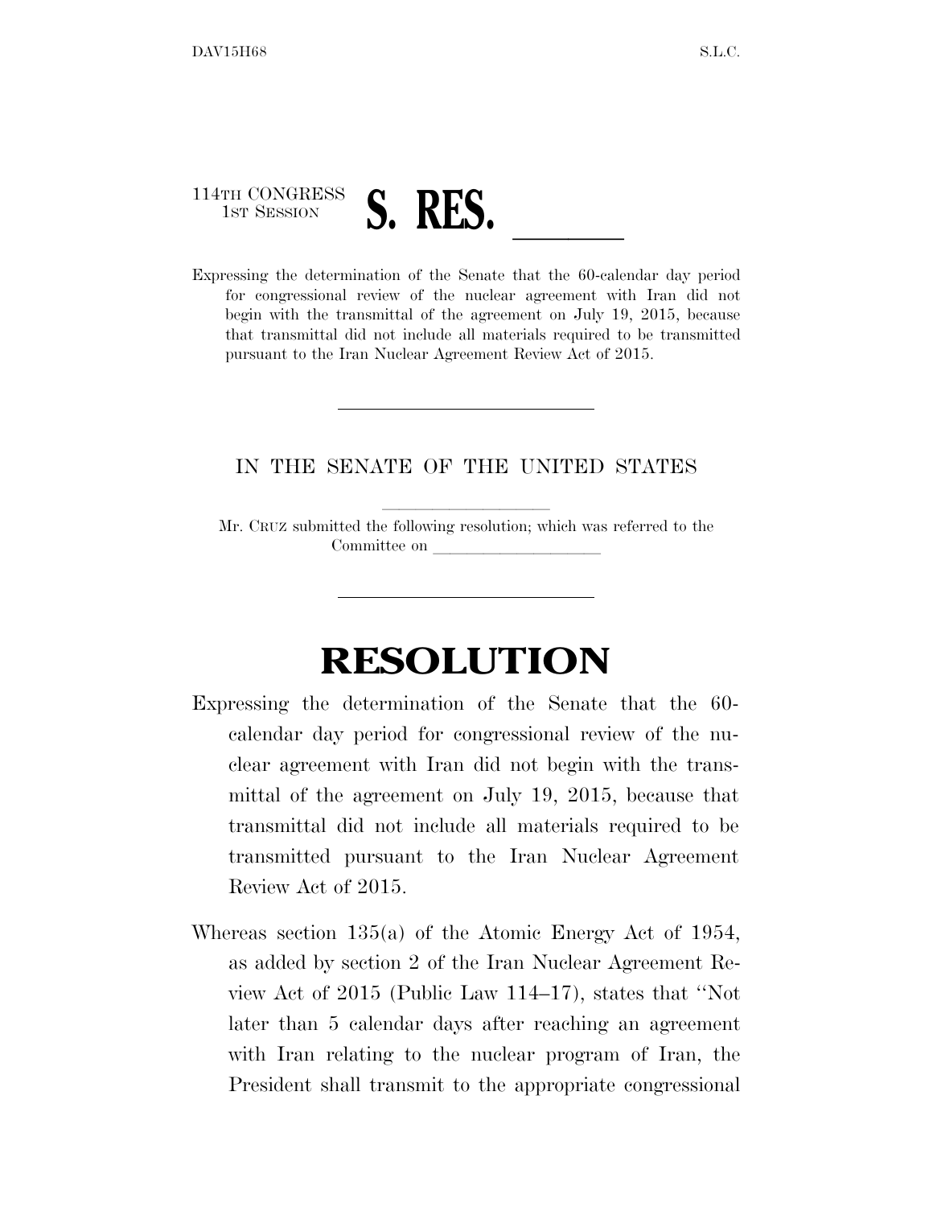114TH CONGRESS
1ST SESSION

# S. RES. \_\_\_\_\_\_

Expressing the determination of the Senate that the 60-calendar day period for congressional review of the nuclear agreement with Iran did not begin with the transmittal of the agreement on July 19, 2015, because that transmittal did not include all materials required to be transmitted pursuant to the Iran Nuclear Agreement Review Act of 2015.

---

IN THE SENATE OF THE UNITED STATES

Mr. CRUZ submitted the following resolution; which was referred to the Committee on \_\_\_\_\_\_\_\_\_\_\_\_\_\_\_\_\_\_\_\_

---

# RESOLUTION

Expressing the determination of the Senate that the 60-calendar day period for congressional review of the nuclear agreement with Iran did not begin with the transmittal of the agreement on July 19, 2015, because that transmittal did not include all materials required to be transmitted pursuant to the Iran Nuclear Agreement Review Act of 2015.

Whereas section 135(a) of the Atomic Energy Act of 1954, as added by section 2 of the Iran Nuclear Agreement Review Act of 2015 (Public Law 114–17), states that "Not later than 5 calendar days after reaching an agreement with Iran relating to the nuclear program of Iran, the President shall transmit to the appropriate congressional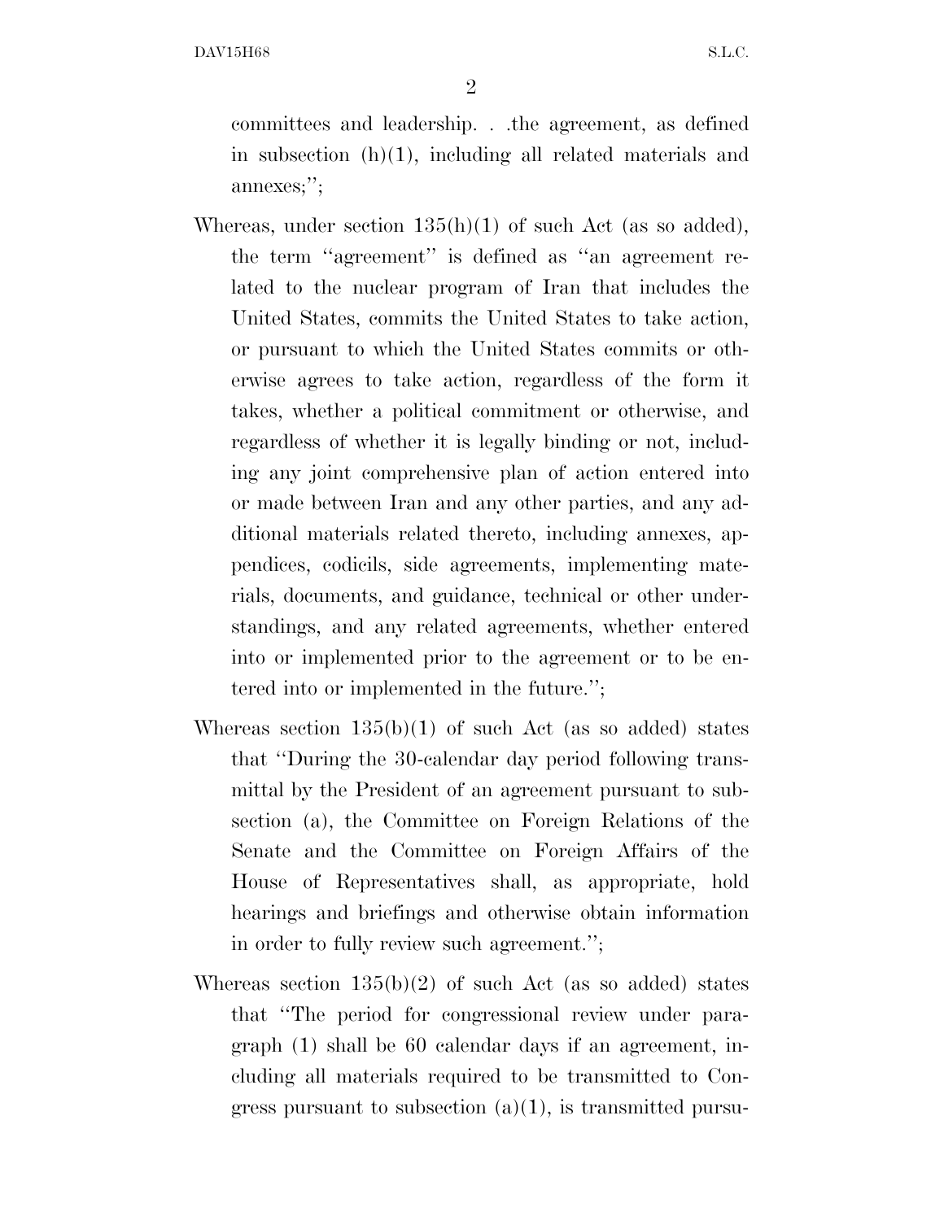committees and leadership. . .the agreement, as defined in subsection (h)(1), including all related materials and annexes;'';

Whereas, under section 135(h)(1) of such Act (as so added), the term ''agreement'' is defined as ''an agreement related to the nuclear program of Iran that includes the United States, commits the United States to take action, or pursuant to which the United States commits or otherwise agrees to take action, regardless of the form it takes, whether a political commitment or otherwise, and regardless of whether it is legally binding or not, including any joint comprehensive plan of action entered into or made between Iran and any other parties, and any additional materials related thereto, including annexes, appendices, codicils, side agreements, implementing materials, documents, and guidance, technical or other understandings, and any related agreements, whether entered into or implemented prior to the agreement or to be entered into or implemented in the future.'';

Whereas section 135(b)(1) of such Act (as so added) states that ''During the 30-calendar day period following transmittal by the President of an agreement pursuant to subsection (a), the Committee on Foreign Relations of the Senate and the Committee on Foreign Affairs of the House of Representatives shall, as appropriate, hold hearings and briefings and otherwise obtain information in order to fully review such agreement.'';

Whereas section 135(b)(2) of such Act (as so added) states that ''The period for congressional review under paragraph (1) shall be 60 calendar days if an agreement, including all materials required to be transmitted to Congress pursuant to subsection (a)(1), is transmitted pursu-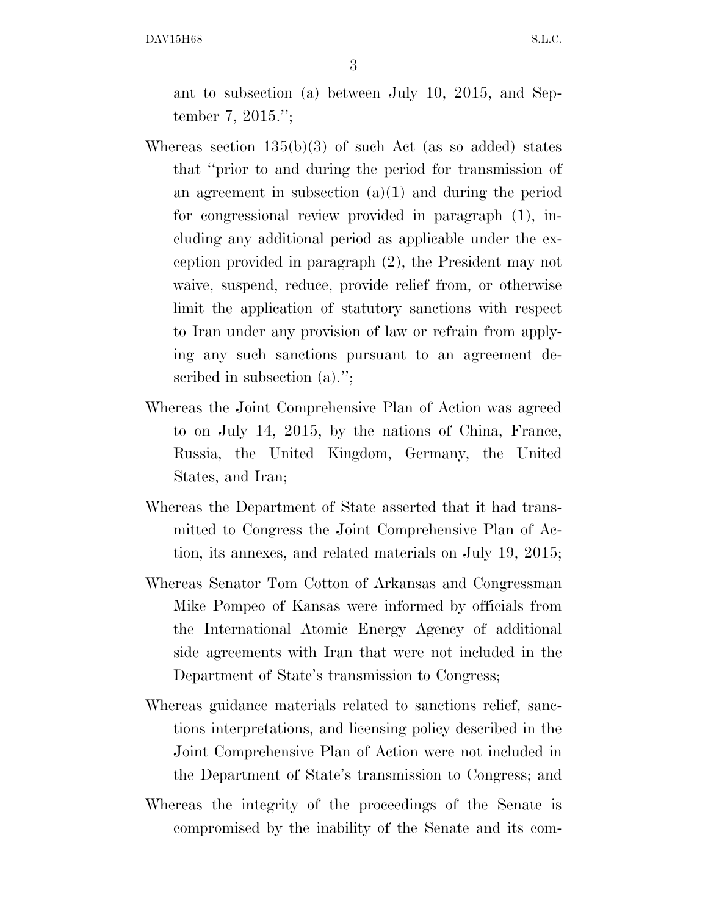ant to subsection (a) between July 10, 2015, and September 7, 2015.'';

Whereas section 135(b)(3) of such Act (as so added) states that ''prior to and during the period for transmission of an agreement in subsection (a)(1) and during the period for congressional review provided in paragraph (1), including any additional period as applicable under the exception provided in paragraph (2), the President may not waive, suspend, reduce, provide relief from, or otherwise limit the application of statutory sanctions with respect to Iran under any provision of law or refrain from applying any such sanctions pursuant to an agreement described in subsection (a).'';

Whereas the Joint Comprehensive Plan of Action was agreed to on July 14, 2015, by the nations of China, France, Russia, the United Kingdom, Germany, the United States, and Iran;

Whereas the Department of State asserted that it had transmitted to Congress the Joint Comprehensive Plan of Action, its annexes, and related materials on July 19, 2015;

Whereas Senator Tom Cotton of Arkansas and Congressman Mike Pompeo of Kansas were informed by officials from the International Atomic Energy Agency of additional side agreements with Iran that were not included in the Department of State's transmission to Congress;

Whereas guidance materials related to sanctions relief, sanctions interpretations, and licensing policy described in the Joint Comprehensive Plan of Action were not included in the Department of State's transmission to Congress; and

Whereas the integrity of the proceedings of the Senate is compromised by the inability of the Senate and its com-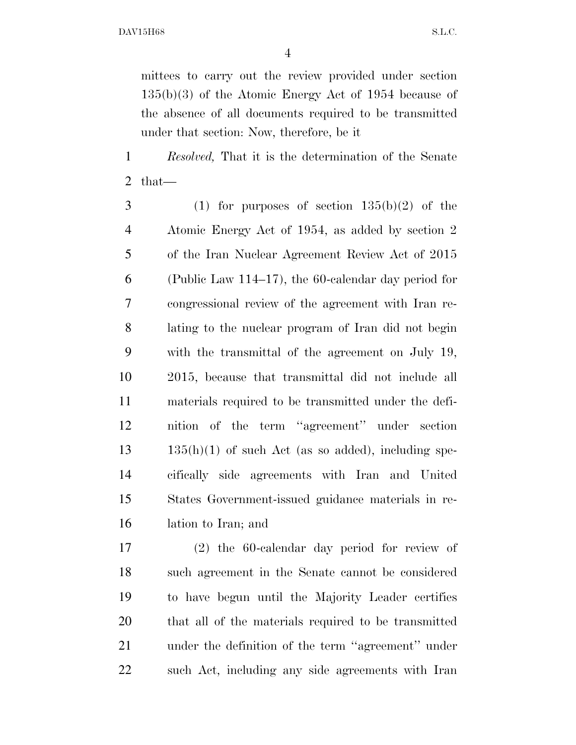mittees to carry out the review provided under section 135(b)(3) of the Atomic Energy Act of 1954 because of the absence of all documents required to be transmitted under that section: Now, therefore, be it

*Resolved,* That it is the determination of the Senate that—

(1) for purposes of section 135(b)(2) of the Atomic Energy Act of 1954, as added by section 2 of the Iran Nuclear Agreement Review Act of 2015 (Public Law 114–17), the 60-calendar day period for congressional review of the agreement with Iran relating to the nuclear program of Iran did not begin with the transmittal of the agreement on July 19, 2015, because that transmittal did not include all materials required to be transmitted under the definition of the term ''agreement'' under section 135(h)(1) of such Act (as so added), including specifically side agreements with Iran and United States Government-issued guidance materials in relation to Iran; and

(2) the 60-calendar day period for review of such agreement in the Senate cannot be considered to have begun until the Majority Leader certifies that all of the materials required to be transmitted under the definition of the term ''agreement'' under such Act, including any side agreements with Iran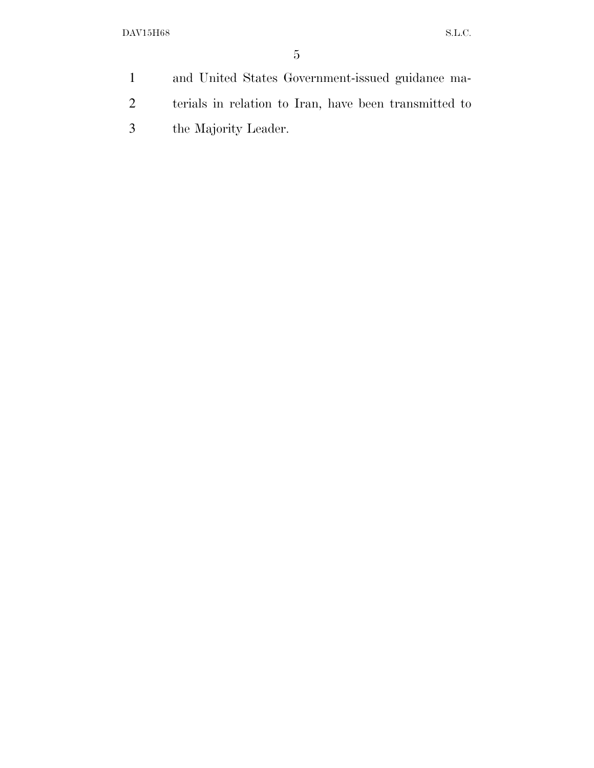and United States Government-issued guidance materials in relation to Iran, have been transmitted to the Majority Leader.